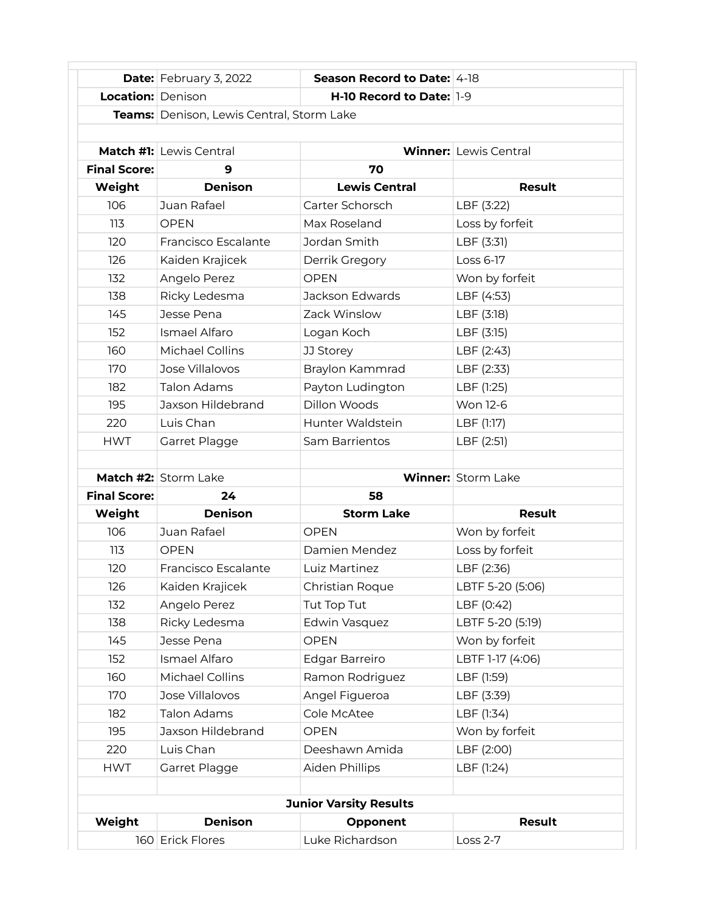| **Date:** | February 3, 2022 | **Season Record to Date:** | 4-18 |
|---|---|---|---|
| **Location:** | Denison | **H-10 Record to Date:** | 1-9 |
| **Teams:** | Denison, Lewis Central, Storm Lake | | |

| **Match #1:** | Lewis Central | **Winner:** | Lewis Central |
|---|---|---|---|
| **Final Score:** | **9** | **70** | |
| **Weight** | **Denison** | **Lewis Central** | **Result** |
| 106 | Juan Rafael | Carter Schorsch | LBF (3:22) |
| 113 | OPEN | Max Roseland | Loss by forfeit |
| 120 | Francisco Escalante | Jordan Smith | LBF (3:31) |
| 126 | Kaiden Krajicek | Derrik Gregory | Loss 6-17 |
| 132 | Angelo Perez | OPEN | Won by forfeit |
| 138 | Ricky Ledesma | Jackson Edwards | LBF (4:53) |
| 145 | Jesse Pena | Zack Winslow | LBF (3:18) |
| 152 | Ismael Alfaro | Logan Koch | LBF (3:15) |
| 160 | Michael Collins | JJ Storey | LBF (2:43) |
| 170 | Jose Villalovos | Braylon Kammrad | LBF (2:33) |
| 182 | Talon Adams | Payton Ludington | LBF (1:25) |
| 195 | Jaxson Hildebrand | Dillon Woods | Won 12-6 |
| 220 | Luis Chan | Hunter Waldstein | LBF (1:17) |
| HWT | Garret Plagge | Sam Barrientos | LBF (2:51) |

| **Match #2:** | Storm Lake | **Winner:** | Storm Lake |
|---|---|---|---|
| **Final Score:** | **24** | **58** | |
| **Weight** | **Denison** | **Storm Lake** | **Result** |
| 106 | Juan Rafael | OPEN | Won by forfeit |
| 113 | OPEN | Damien Mendez | Loss by forfeit |
| 120 | Francisco Escalante | Luiz Martinez | LBF (2:36) |
| 126 | Kaiden Krajicek | Christian Roque | LBTF 5-20 (5:06) |
| 132 | Angelo Perez | Tut Top Tut | LBF (0:42) |
| 138 | Ricky Ledesma | Edwin Vasquez | LBTF 5-20 (5:19) |
| 145 | Jesse Pena | OPEN | Won by forfeit |
| 152 | Ismael Alfaro | Edgar Barreiro | LBTF 1-17 (4:06) |
| 160 | Michael Collins | Ramon Rodriguez | LBF (1:59) |
| 170 | Jose Villalovos | Angel Figueroa | LBF (3:39) |
| 182 | Talon Adams | Cole McAtee | LBF (1:34) |
| 195 | Jaxson Hildebrand | OPEN | Won by forfeit |
| 220 | Luis Chan | Deeshawn Amida | LBF (2:00) |
| HWT | Garret Plagge | Aiden Phillips | LBF (1:24) |

**Junior Varsity Results**

| **Weight** | **Denison** | **Opponent** | **Result** |
|---|---|---|---|
| 160 | Erick Flores | Luke Richardson | Loss 2-7 |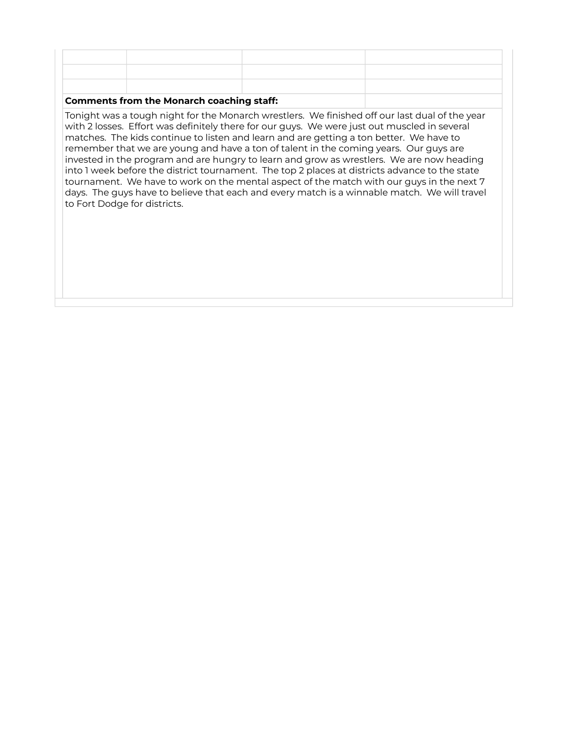| | | | |
|---|---|---|---|
| | | | |
| | | | |
| | | | |
| **Comments from the Monarch coaching staff:** | | | |

Tonight was a tough night for the Monarch wrestlers. We finished off our last dual of the year with 2 losses. Effort was definitely there for our guys. We were just out muscled in several matches. The kids continue to listen and learn and are getting a ton better. We have to remember that we are young and have a ton of talent in the coming years. Our guys are invested in the program and are hungry to learn and grow as wrestlers. We are now heading into 1 week before the district tournament. The top 2 places at districts advance to the state tournament. We have to work on the mental aspect of the match with our guys in the next 7 days. The guys have to believe that each and every match is a winnable match. We will travel to Fort Dodge for districts.